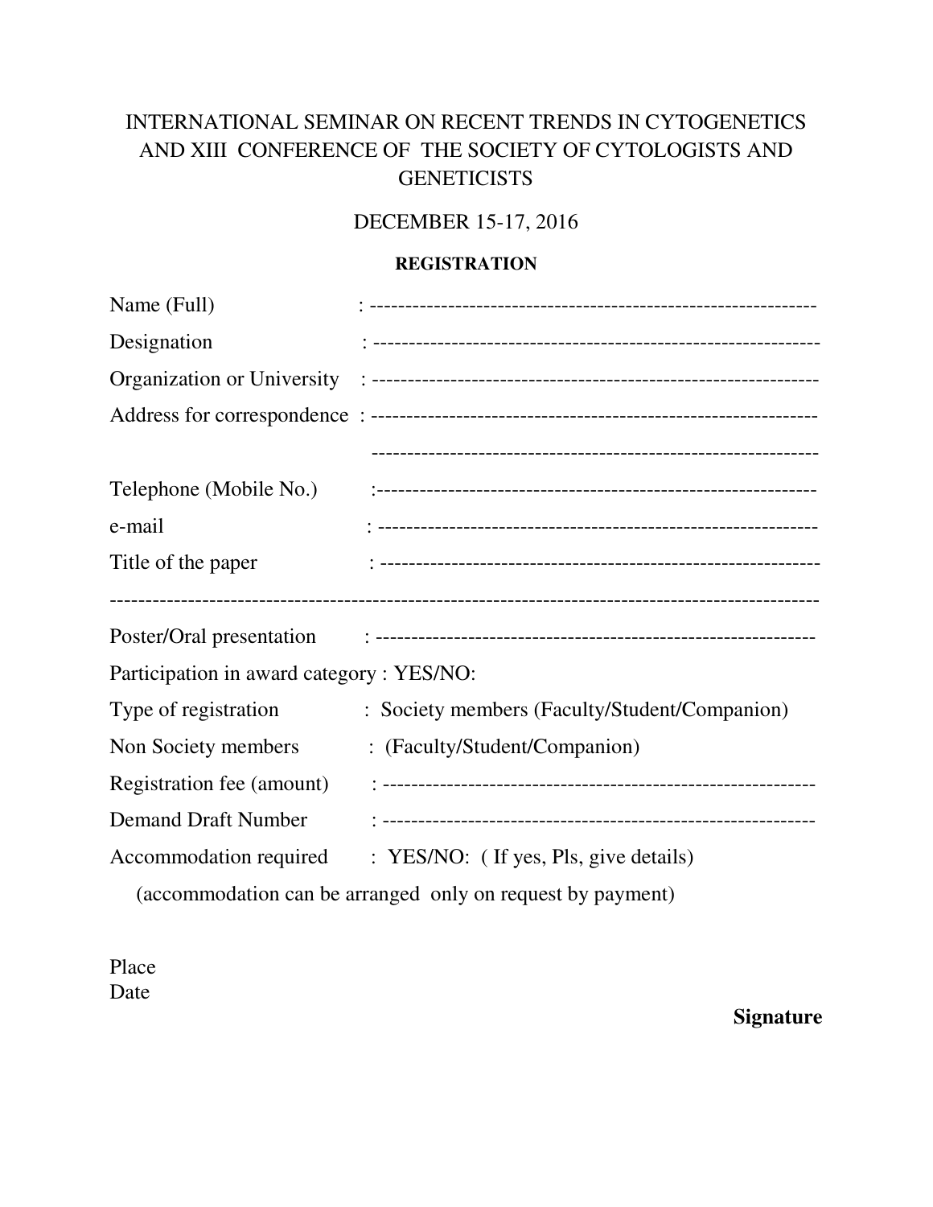# INTERNATIONAL SEMINAR ON RECENT TRENDS IN CYTOGENETICS AND XIII CONFERENCE OF THE SOCIETY OF CYTOLOGISTS AND GENETICISTS

DECEMBER 15-17, 2016

**REGISTRATION**

Name (Full) : ---------------------------------------------------------------

Designation : ---------------------------------------------------------------

Organization or University : ---------------------------------------------------------------

Address for correspondence : ---------------------------------------------------------------

---------------------------------------------------------------

Telephone (Mobile No.) :---------------------------------------------------------------

e-mail : ---------------------------------------------------------------

Title of the paper : ---------------------------------------------------------------

-----------------------------------------------------------------------------------------------

Poster/Oral presentation : ---------------------------------------------------------------

Participation in award category : YES/NO:

Type of registration : Society members (Faculty/Student/Companion)

Non Society members : (Faculty/Student/Companion)

Registration fee (amount) : ---------------------------------------------------------------

Demand Draft Number : ---------------------------------------------------------------

Accommodation required : YES/NO: ( If yes, Pls, give details)

(accommodation can be arranged only on request by payment)

Place

Date

**Signature**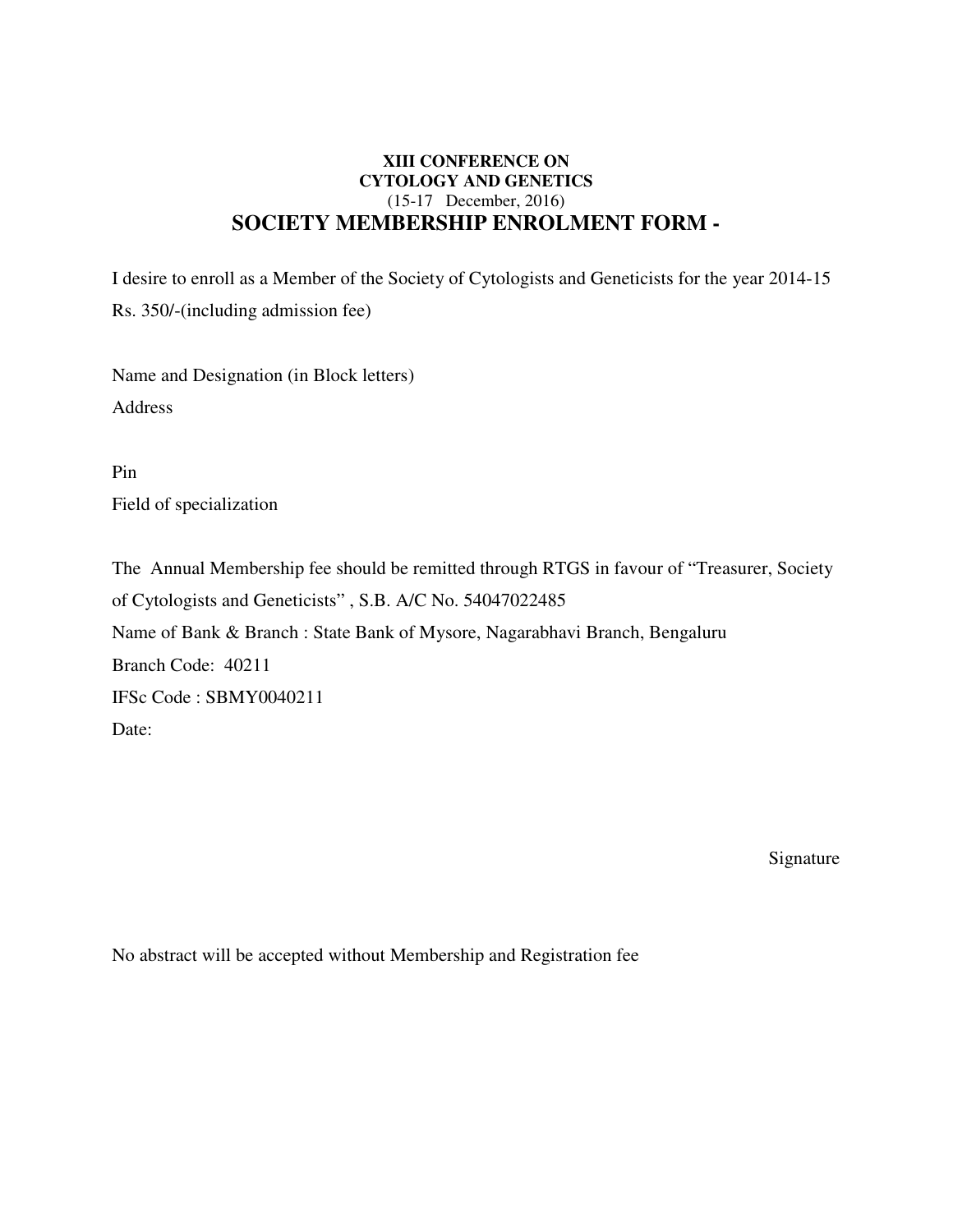**XIII CONFERENCE ON**
**CYTOLOGY AND GENETICS**
(15-17 December, 2016)

## SOCIETY MEMBERSHIP ENROLMENT FORM -

I desire to enroll as a Member of the Society of Cytologists and Geneticists for the year 2014-15 Rs. 350/-(including admission fee)

Name and Designation (in Block letters)

Address

Pin

Field of specialization

The Annual Membership fee should be remitted through RTGS in favour of "Treasurer, Society of Cytologists and Geneticists" , S.B. A/C No. 54047022485

Name of Bank & Branch : State Bank of Mysore, Nagarabhavi Branch, Bengaluru

Branch Code: 40211

IFSc Code : SBMY0040211

Date:

Signature

No abstract will be accepted without Membership and Registration fee